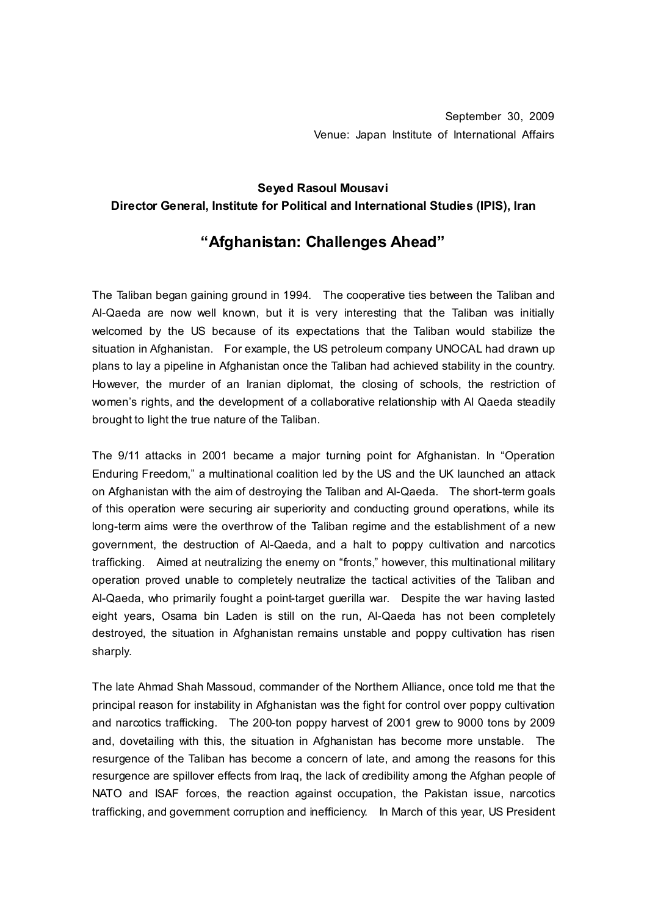September 30, 2009
Venue: Japan Institute of International Affairs

**Seyed Rasoul Mousavi**
**Director General, Institute for Political and International Studies (IPIS), Iran**

# "Afghanistan: Challenges Ahead"

The Taliban began gaining ground in 1994. The cooperative ties between the Taliban and Al-Qaeda are now well known, but it is very interesting that the Taliban was initially welcomed by the US because of its expectations that the Taliban would stabilize the situation in Afghanistan. For example, the US petroleum company UNOCAL had drawn up plans to lay a pipeline in Afghanistan once the Taliban had achieved stability in the country. However, the murder of an Iranian diplomat, the closing of schools, the restriction of women's rights, and the development of a collaborative relationship with Al Qaeda steadily brought to light the true nature of the Taliban.

The 9/11 attacks in 2001 became a major turning point for Afghanistan. In "Operation Enduring Freedom," a multinational coalition led by the US and the UK launched an attack on Afghanistan with the aim of destroying the Taliban and Al-Qaeda. The short-term goals of this operation were securing air superiority and conducting ground operations, while its long-term aims were the overthrow of the Taliban regime and the establishment of a new government, the destruction of Al-Qaeda, and a halt to poppy cultivation and narcotics trafficking. Aimed at neutralizing the enemy on "fronts," however, this multinational military operation proved unable to completely neutralize the tactical activities of the Taliban and Al-Qaeda, who primarily fought a point-target guerilla war. Despite the war having lasted eight years, Osama bin Laden is still on the run, Al-Qaeda has not been completely destroyed, the situation in Afghanistan remains unstable and poppy cultivation has risen sharply.

The late Ahmad Shah Massoud, commander of the Northern Alliance, once told me that the principal reason for instability in Afghanistan was the fight for control over poppy cultivation and narcotics trafficking. The 200-ton poppy harvest of 2001 grew to 9000 tons by 2009 and, dovetailing with this, the situation in Afghanistan has become more unstable. The resurgence of the Taliban has become a concern of late, and among the reasons for this resurgence are spillover effects from Iraq, the lack of credibility among the Afghan people of NATO and ISAF forces, the reaction against occupation, the Pakistan issue, narcotics trafficking, and government corruption and inefficiency. In March of this year, US President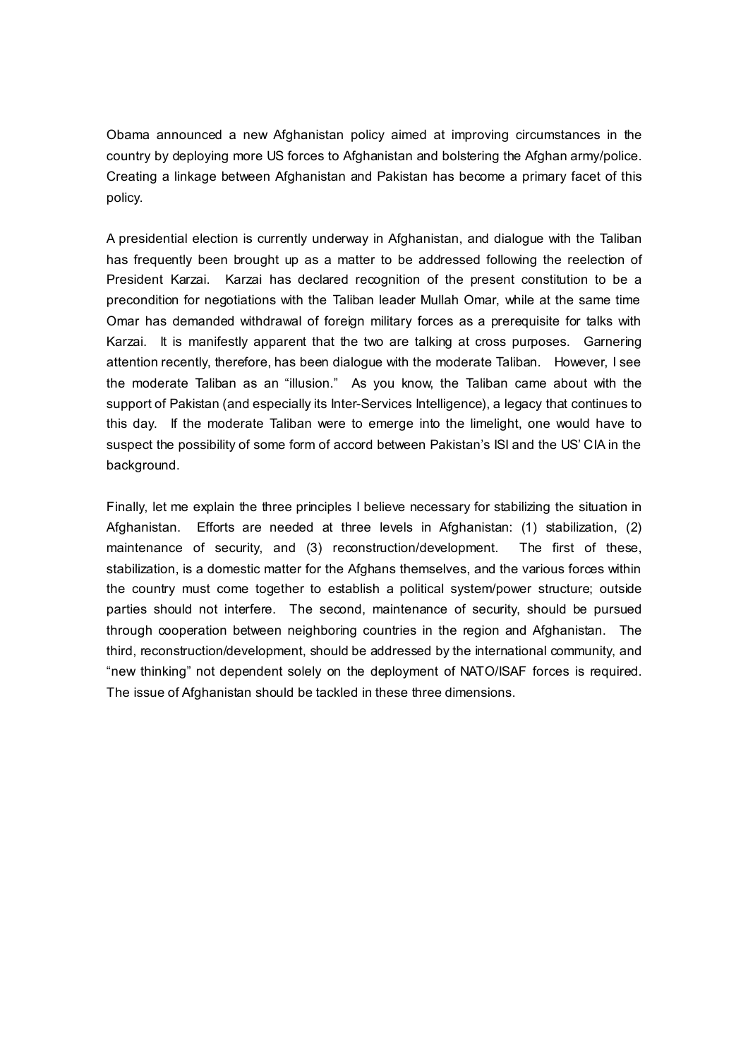Obama announced a new Afghanistan policy aimed at improving circumstances in the country by deploying more US forces to Afghanistan and bolstering the Afghan army/police. Creating a linkage between Afghanistan and Pakistan has become a primary facet of this policy.

A presidential election is currently underway in Afghanistan, and dialogue with the Taliban has frequently been brought up as a matter to be addressed following the reelection of President Karzai. Karzai has declared recognition of the present constitution to be a precondition for negotiations with the Taliban leader Mullah Omar, while at the same time Omar has demanded withdrawal of foreign military forces as a prerequisite for talks with Karzai. It is manifestly apparent that the two are talking at cross purposes. Garnering attention recently, therefore, has been dialogue with the moderate Taliban. However, I see the moderate Taliban as an "illusion." As you know, the Taliban came about with the support of Pakistan (and especially its Inter-Services Intelligence), a legacy that continues to this day. If the moderate Taliban were to emerge into the limelight, one would have to suspect the possibility of some form of accord between Pakistan's ISI and the US' CIA in the background.

Finally, let me explain the three principles I believe necessary for stabilizing the situation in Afghanistan. Efforts are needed at three levels in Afghanistan: (1) stabilization, (2) maintenance of security, and (3) reconstruction/development. The first of these, stabilization, is a domestic matter for the Afghans themselves, and the various forces within the country must come together to establish a political system/power structure; outside parties should not interfere. The second, maintenance of security, should be pursued through cooperation between neighboring countries in the region and Afghanistan. The third, reconstruction/development, should be addressed by the international community, and "new thinking" not dependent solely on the deployment of NATO/ISAF forces is required. The issue of Afghanistan should be tackled in these three dimensions.